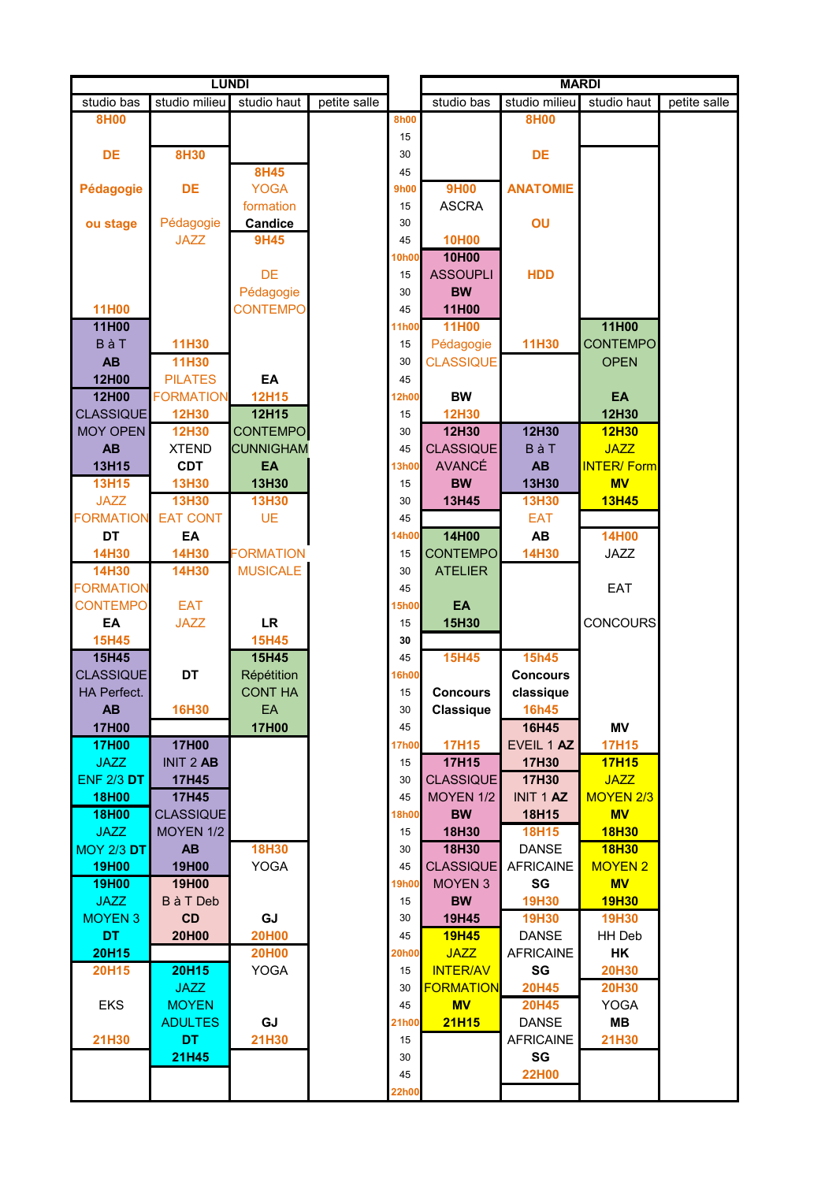| LUNDI | | | | | MARDI | | | |
|---|---|---|---|---|---|---|---|---|
| studio bas | studio milieu | studio haut | petite salle | | studio bas | studio milieu | studio haut | petite salle |
| 8H00 | | | | 8h00 | | 8H00 | | |
| | | | | 15 | | | | |
| DE | 8H30 | | | 30 | | DE | | |
| | | 8H45 | | 45 | | | | |
| Pédagogie | DE | YOGA | | 9h00 | 9H00 | ANATOMIE | | |
| | | formation | | 15 | ASCRA | | | |
| ou stage | Pédagogie | Candice | | 30 | | OU | | |
| | JAZZ | 9H45 | | 45 | 10H00 | | | |
| | | | | 10h00 | 10H00 | | | |
| | | DE | | 15 | ASSOUPLI | HDD | | |
| | | Pédagogie | | 30 | BW | | | |
| 11H00 | | CONTEMPO | | 45 | 11H00 | | | |
| 11H00 | | | | 11h00 | 11H00 | | 11H00 | |
| B à T | 11H30 | | | 15 | Pédagogie | 11H30 | CONTEMPO | |
| AB | 11H30 | | | 30 | CLASSIQUE | | OPEN | |
| 12H00 | PILATES | EA | | 45 | | | | |
| 12H00 | FORMATION | 12H15 | | 12h00 | BW | | EA | |
| CLASSIQUE | 12H30 | 12H15 | | 15 | 12H30 | | 12H30 | |
| MOY OPEN | 12H30 | CONTEMPO | | 30 | 12H30 | 12H30 | 12H30 | |
| AB | XTEND | CUNNIGHAM | | 45 | CLASSIQUE | B à T | JAZZ | |
| 13H15 | CDT | EA | | 13h00 | AVANCÉ | AB | INTER/ Form | |
| 13H15 | 13H30 | 13H30 | | 15 | BW | 13H30 | MV | |
| JAZZ | 13H30 | 13H30 | | 30 | 13H45 | 13H30 | 13H45 | |
| FORMATION | EAT CONT | UE | | 45 | | EAT | | |
| DT | EA | | | 14h00 | 14H00 | AB | 14H00 | |
| 14H30 | 14H30 | FORMATION | | 15 | CONTEMPO | 14H30 | JAZZ | |
| 14H30 | 14H30 | MUSICALE | | 30 | ATELIER | | | |
| FORMATION | | | | 45 | | | EAT | |
| CONTEMPO | EAT | | | 15h00 | EA | | | |
| EA | JAZZ | LR | | 15 | 15H30 | | CONCOURS | |
| 15H45 | | 15H45 | | 30 | | | | |
| 15H45 | | 15H45 | | 45 | 15H45 | 15h45 | | |
| CLASSIQUE | DT | Répétition | | 16h00 | | Concours | | |
| HA Perfect. | | CONT HA | | 15 | Concours | classique | | |
| AB | 16H30 | EA | | 30 | Classique | 16h45 | | |
| 17H00 | | 17H00 | | 45 | | 16H45 | MV | |
| 17H00 | 17H00 | | | 17h00 | 17H15 | EVEIL 1 AZ | 17H15 | |
| JAZZ | INIT 2 AB | | | 15 | 17H15 | 17H30 | 17H15 | |
| ENF 2/3 DT | 17H45 | | | 30 | CLASSIQUE | 17H30 | JAZZ | |
| 18H00 | 17H45 | | | 45 | MOYEN 1/2 | INIT 1 AZ | MOYEN 2/3 | |
| 18H00 | CLASSIQUE | | | 18h00 | BW | 18H15 | MV | |
| JAZZ | MOYEN 1/2 | | | 15 | 18H30 | 18H15 | 18H30 | |
| MOY 2/3 DT | AB | 18H30 | | 30 | 18H30 | DANSE | 18H30 | |
| 19H00 | 19H00 | YOGA | | 45 | CLASSIQUE | AFRICAINE | MOYEN 2 | |
| 19H00 | 19H00 | | | 19h00 | MOYEN 3 | SG | MV | |
| JAZZ | B à T Deb | | | 15 | BW | 19H30 | 19H30 | |
| MOYEN 3 | CD | GJ | | 30 | 19H45 | 19H30 | 19H30 | |
| DT | 20H00 | 20H00 | | 45 | 19H45 | DANSE | HH Deb | |
| 20H15 | | 20H00 | | 20h00 | JAZZ | AFRICAINE | HK | |
| 20H15 | 20H15 | YOGA | | 15 | INTER/AV | SG | 20H30 | |
| | JAZZ | | | 30 | FORMATION | 20H45 | 20H30 | |
| EKS | MOYEN | | | 45 | MV | 20H45 | YOGA | |
| | ADULTES | GJ | | 21h00 | 21H15 | DANSE | MB | |
| 21H30 | DT | 21H30 | | 15 | | AFRICAINE | 21H30 | |
| | 21H45 | | | 30 | | SG | | |
| | | | | 45 | | 22H00 | | |
| | | | | 22h00 | | | | |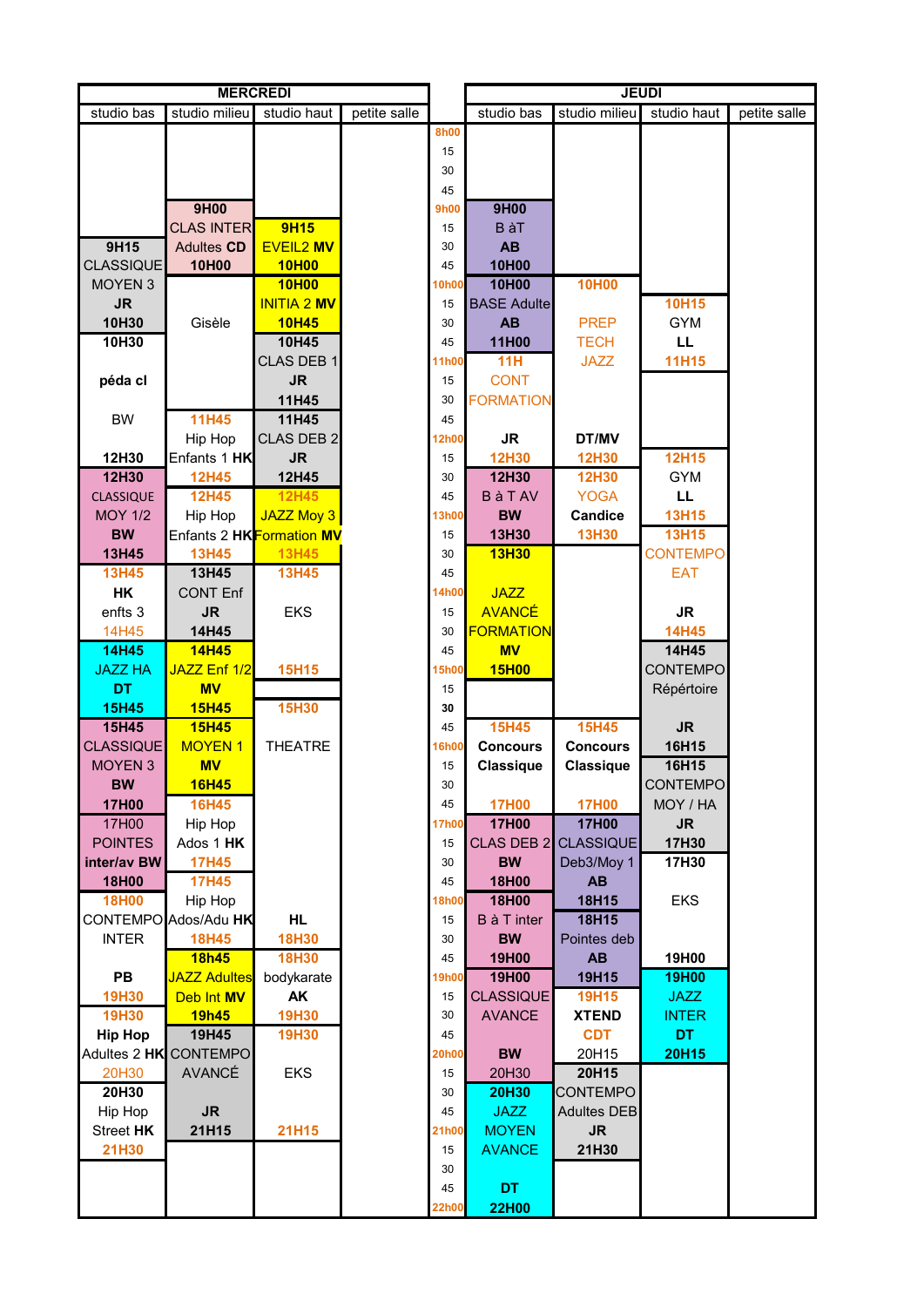| MERCREDI | | | | | JEUDI | | | |
|---|---|---|---|---|---|---|---|---|
| studio bas | studio milieu | studio haut | petite salle | | studio bas | studio milieu | studio haut | petite salle |
| | | | | 8h00 | | | | |
| | | | | 15 | | | | |
| | | | | 30 | | | | |
| | | | | 45 | | | | |
| | **9H00** | | | 9h00 | **9H00** | | | |
| | CLAS INTER | **9H15** | | 15 | B àT | | | |
| **9H15** | Adultes **CD** | EVEIL2 **MV** | | 30 | **AB** | | | |
| CLASSIQUE | **10H00** | **10H00** | | 45 | **10H00** | | | |
| MOYEN 3 | | **10H00** | | 10h00 | **10H00** | 10H00 | | |
| **JR** | | INITIA 2 **MV** | | 15 | BASE Adulte | | **10H15** | |
| **10H30** | Gisèle | **10H45** | | 30 | **AB** | PREP | GYM | |
| **10H30** | | **10H45** | | 45 | **11H00** | TECH | **LL** | |
| | | CLAS DEB 1 | | 11h00 | 11H | JAZZ | **11H15** | |
| **péda cl** | | **JR** | | 15 | CONT | | | |
| | | **11H45** | | 30 | FORMATION | | | |
| BW | 11H45 | **11H45** | | 45 | | | | |
| | Hip Hop | CLAS DEB 2 | | 12h00 | **JR** | **DT/MV** | | |
| **12H30** | Enfants 1 **HK** | **JR** | | 15 | 12H30 | 12H30 | 12H15 | |
| **12H30** | 12H45 | **12H45** | | 30 | **12H30** | 12H30 | GYM | |
| CLASSIQUE | 12H45 | 12H45 | | 45 | B à T AV | YOGA | **LL** | |
| MOY 1/2 | Hip Hop | JAZZ Moy 3 | | 13h00 | **BW** | **Candice** | 13H15 | |
| **BW** | Enfants 2 **HK** | Formation **MV** | | 15 | **13H30** | 13H30 | 13H15 | |
| **13H45** | 13H45 | 13H45 | | 30 | **13H30** | | CONTEMPO | |
| 13H45 | **13H45** | 13H45 | | 45 | | | EAT | |
| **HK** | CONT Enf | | | 14h00 | JAZZ | | | |
| enfts 3 | **JR** | EKS | | 15 | AVANCÉ | | **JR** | |
| 14H45 | **14H45** | | | 30 | FORMATION | | 14H45 | |
| **14H45** | **14H45** | | | 45 | **MV** | | **14H45** | |
| JAZZ HA | JAZZ Enf 1/2 | 15H15 | | 15h00 | **15H00** | | CONTEMPO | |
| **DT** | **MV** | | | 15 | | | Répértoire | |
| **15H45** | **15H45** | 15H30 | | 30 | | | | |
| **15H45** | **15H45** | | | 45 | 15H45 | 15H45 | **JR** | |
| CLASSIQUE | MOYEN 1 | THEATRE | | 16h00 | **Concours** | **Concours** | **16H15** | |
| MOYEN 3 | **MV** | | | 15 | **Classique** | **Classique** | **16H15** | |
| **BW** | **16H45** | | | 30 | | | CONTEMPO | |
| **17H00** | 16H45 | | | 45 | 17H00 | 17H00 | MOY / HA | |
| 17H00 | Hip Hop | | | 17h00 | **17H00** | **17H00** | **JR** | |
| POINTES | Ados 1 **HK** | | | 15 | CLAS DEB 2 | CLASSIQUE | **17H30** | |
| **inter/av BW** | 17H45 | | | 30 | **BW** | Deb3/Moy 1 | **17H30** | |
| **18H00** | 17H45 | | | 45 | **18H00** | **AB** | | |
| 18H00 | Hip Hop | | | 18h00 | **18H00** | **18H15** | EKS | |
| CONTEMPO | Ados/Adu **HK** | **HL** | | 15 | B à T inter | **18H15** | | |
| INTER | 18H45 | 18H30 | | 30 | **BW** | Pointes deb | | |
| | **18h45** | 18H30 | | 45 | **19H00** | **AB** | **19H00** | |
| **PB** | JAZZ Adultes | bodykarate | | 19h00 | **19H00** | **19H15** | **19H00** | |
| 19H30 | Deb Int **MV** | **AK** | | 15 | CLASSIQUE | 19H15 | JAZZ | |
| 19H30 | **19h45** | 19H30 | | 30 | AVANCE | **XTEND** | INTER | |
| **Hip Hop** | **19H45** | 19H30 | | 45 | | CDT | **DT** | |
| Adultes 2 **HK** | CONTEMPO | | | 20h00 | **BW** | 20H15 | **20H15** | |
| 20H30 | AVANCÉ | EKS | | 15 | 20H30 | **20H15** | | |
| **20H30** | | | | 30 | **20H30** | CONTEMPO | | |
| Hip Hop | **JR** | | | 45 | JAZZ | Adultes DEB | | |
| Street **HK** | **21H15** | 21H15 | | 21h00 | MOYEN | **JR** | | |
| 21H30 | | | | 15 | AVANCE | **21H30** | | |
| | | | | 30 | | | | |
| | | | | 45 | **DT** | | | |
| | | | | 22h00 | **22H00** | | | |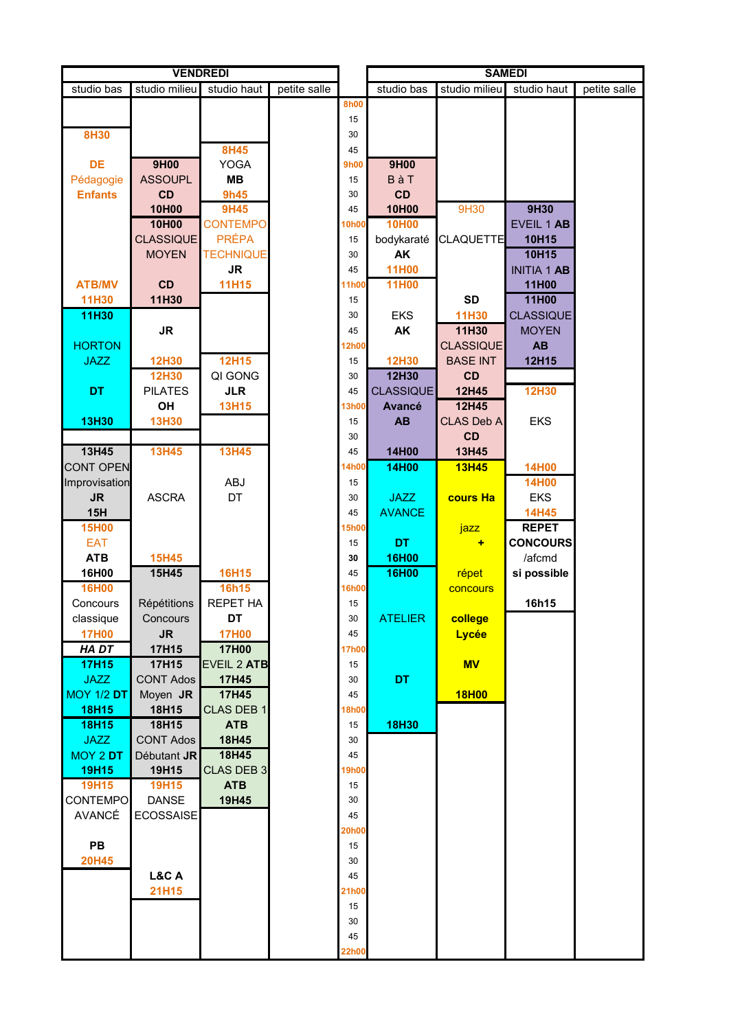| VENDREDI | | | | | SAMEDI | | | |
|---|---|---|---|---|---|---|---|---|
| studio bas | studio milieu | studio haut | petite salle | | studio bas | studio milieu | studio haut | petite salle |
| | | | | 8h00 | | | | |
| | | | | 15 | | | | |
| 8H30 | | | | 30 | | | | |
| | | 8H45 | | 45 | | | | |
| DE | 9H00 | YOGA | | 9h00 | 9H00 | | | |
| Pédagogie | ASSOUPL | MB | | 15 | B à T | | | |
| Enfants | CD | 9h45 | | 30 | CD | | | |
| | 10H00 | 9H45 | | 45 | 10H00 | 9H30 | 9H30 | |
| | 10H00 | CONTEMPO | | 10h00 | 10H00 | | EVEIL 1 AB | |
| | CLASSIQUE | PRÉPA | | 15 | bodykaraté | CLAQUETTE | 10H15 | |
| | MOYEN | TECHNIQUE | | 30 | AK | | 10H15 | |
| | | JR | | 45 | 11H00 | | INITIA 1 AB | |
| ATB/MV | CD | 11H15 | | 11h00 | 11H00 | | 11H00 | |
| 11H30 | 11H30 | | | 15 | | SD | 11H00 | |
| 11H30 | | | | 30 | EKS | 11H30 | CLASSIQUE | |
| | JR | | | 45 | AK | 11H30 | MOYEN | |
| HORTON | | | | 12h00 | | CLASSIQUE | AB | |
| JAZZ | 12H30 | 12H15 | | 15 | 12H30 | BASE INT | 12H15 | |
| | 12H30 | QI GONG | | 30 | 12H30 | CD | | |
| DT | PILATES | JLR | | 45 | CLASSIQUE | 12H45 | 12H30 | |
| | OH | 13H15 | | 13h00 | Avancé | 12H45 | | |
| 13H30 | 13H30 | | | 15 | AB | CLAS Deb A | EKS | |
| | | | | 30 | | CD | | |
| 13H45 | 13H45 | 13H45 | | 45 | 14H00 | 13H45 | | |
| CONT OPEN | | | | 14h00 | 14H00 | 13H45 | 14H00 | |
| Improvisation | | ABJ | | 15 | | | 14H00 | |
| JR | ASCRA | DT | | 30 | JAZZ | cours Ha | EKS | |
| 15H | | | | 45 | AVANCE | | 14H45 | |
| 15H00 | | | | 15h00 | | jazz | REPET | |
| EAT | | | | 15 | DT | + | CONCOURS | |
| ATB | 15H45 | | | 30 | 16H00 | | /afcmd | |
| 16H00 | 15H45 | 16H15 | | 45 | 16H00 | répet | si possible | |
| 16H00 | | 16h15 | | 16h00 | | concours | | |
| Concours | Répétitions | REPET HA | | 15 | | | 16h15 | |
| classique | Concours | DT | | 30 | ATELIER | college | | |
| 17H00 | JR | 17H00 | | 45 | | Lycée | | |
| ***HA DT*** | 17H15 | 17H00 | | 17h00 | | | | |
| 17H15 | 17H15 | EVEIL 2 ATB | | 15 | | MV | | |
| JAZZ | CONT Ados | 17H45 | | 30 | DT | | | |
| MOY 1/2 DT | Moyen JR | 17H45 | | 45 | | 18H00 | | |
| 18H15 | 18H15 | CLAS DEB 1 | | 18h00 | | | | |
| 18H15 | 18H15 | ATB | | 15 | 18H30 | | | |
| JAZZ | CONT Ados | 18H45 | | 30 | | | | |
| MOY 2 DT | Débutant JR | 18H45 | | 45 | | | | |
| 19H15 | 19H15 | CLAS DEB 3 | | 19h00 | | | | |
| 19H15 | 19H15 | ATB | | 15 | | | | |
| CONTEMPO | DANSE | 19H45 | | 30 | | | | |
| AVANCÉ | ECOSSAISE | | | 45 | | | | |
| | | | | 20h00 | | | | |
| PB | | | | 15 | | | | |
| 20H45 | | | | 30 | | | | |
| | L&C A | | | 45 | | | | |
| | 21H15 | | | 21h00 | | | | |
| | | | | 15 | | | | |
| | | | | 30 | | | | |
| | | | | 45 | | | | |
| | | | | 22h00 | | | | |